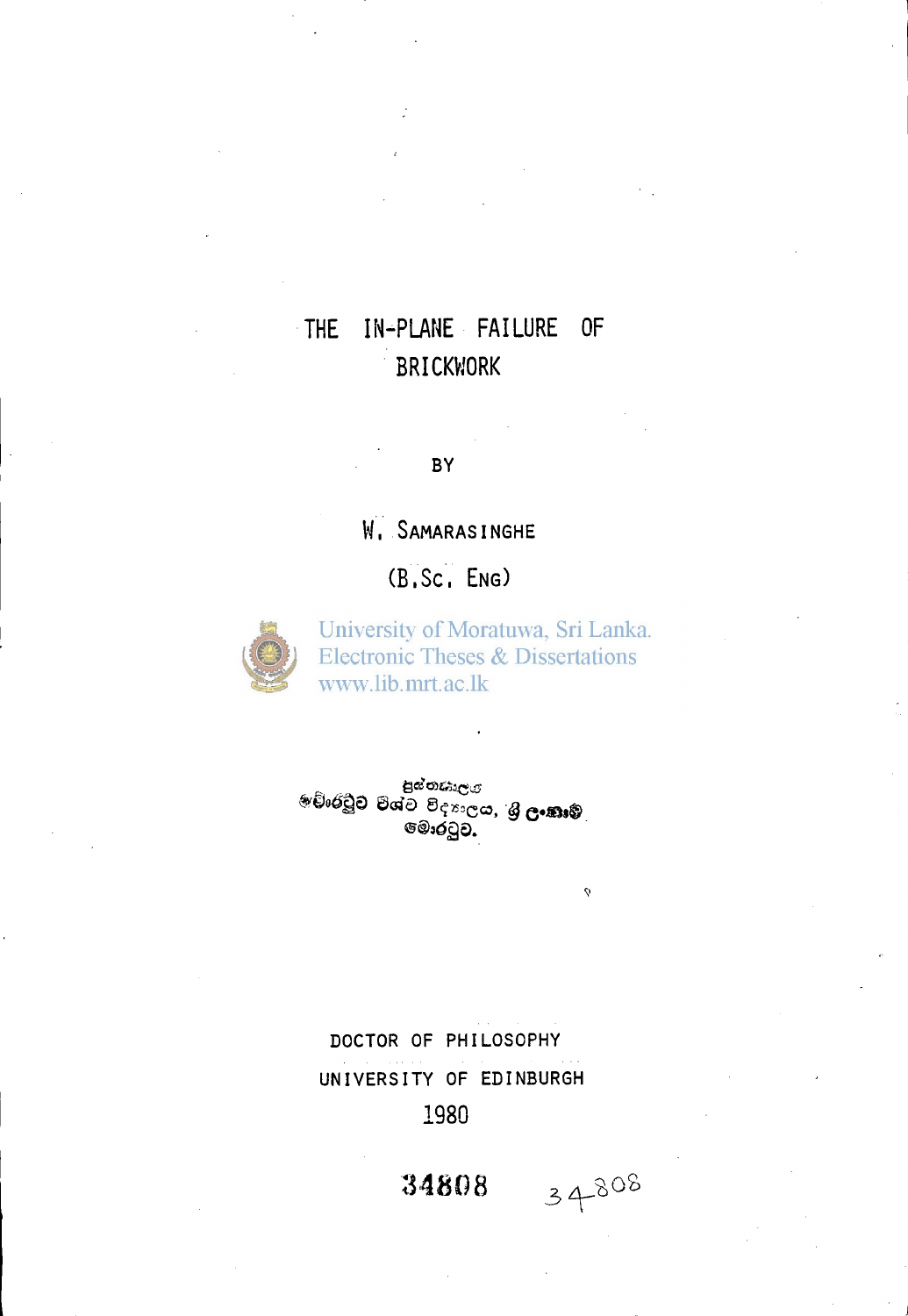# THE IN-PLANE FAILURE OF BRICKWORK

BY

W. SAMARASINGHE

(B.SC. ENG)

University of Moratuwa, Sri Lanka.
Electronic Theses & Dissertations
www.lib.mrt.ac.lk

පුස්තකාලය
මොරටුව විශ්ව විද්‍යාලය, ශ්‍රී ලංකාව
මොරටුව.

DOCTOR OF PHILOSOPHY

UNIVERSITY OF EDINBURGH

1980

34808 34808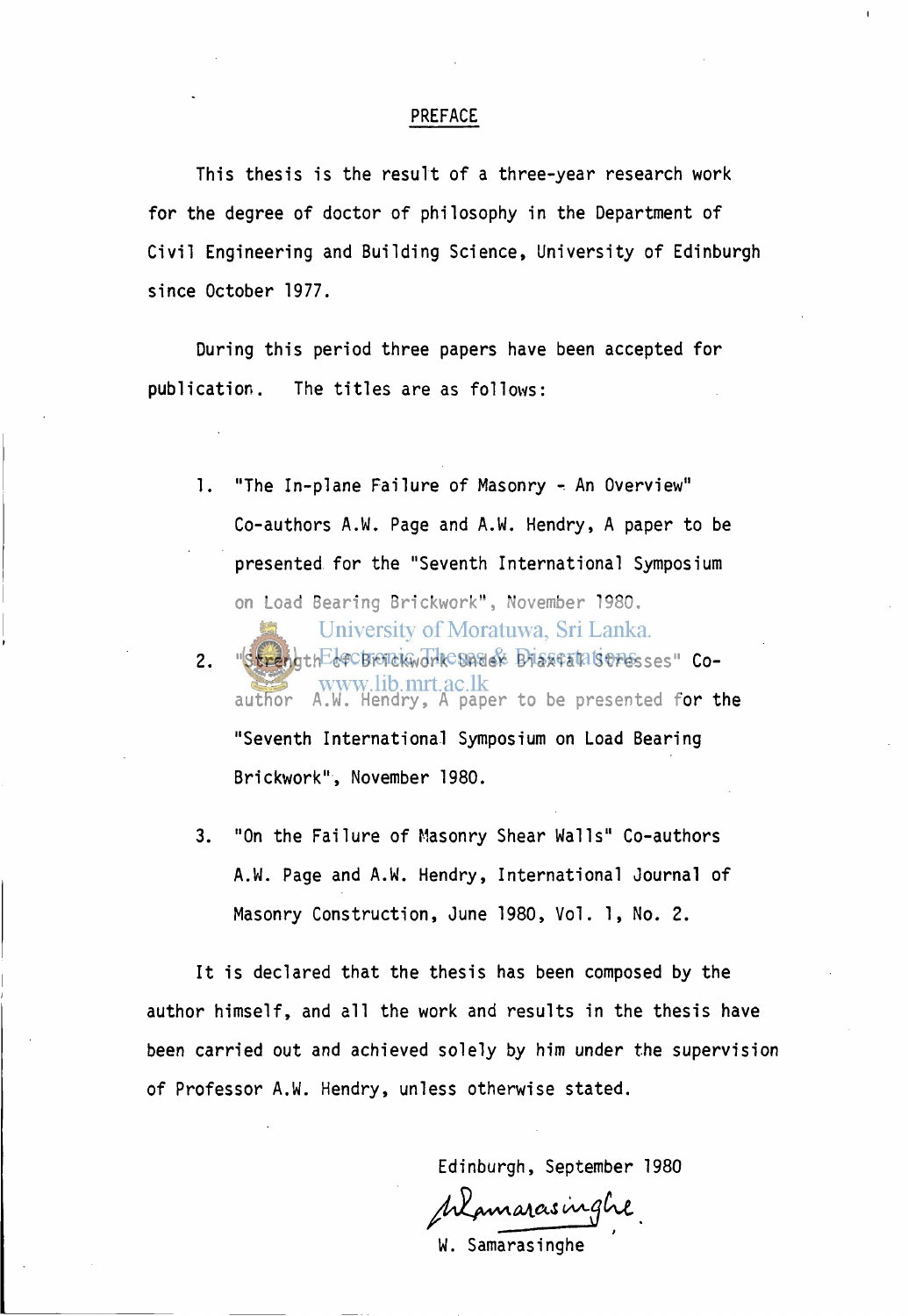## PREFACE

This thesis is the result of a three-year research work for the degree of doctor of philosophy in the Department of Civil Engineering and Building Science, University of Edinburgh since October 1977.

During this period three papers have been accepted for publication. The titles are as follows:

1. "The In-plane Failure of Masonry - An Overview" Co-authors A.W. Page and A.W. Hendry, A paper to be presented for the "Seventh International Symposium on Load Bearing Brickwork", November 1980.

2. "Strength of Brickwork under Biaxial Stresses" Co-author A.W. Hendry, A paper to be presented for the "Seventh International Symposium on Load Bearing Brickwork", November 1980.

3. "On the Failure of Masonry Shear Walls" Co-authors A.W. Page and A.W. Hendry, International Journal of Masonry Construction, June 1980, Vol. 1, No. 2.

It is declared that the thesis has been composed by the author himself, and all the work and results in the thesis have been carried out and achieved solely by him under the supervision of Professor A.W. Hendry, unless otherwise stated.

Edinburgh, September 1980

W. Samarasinghe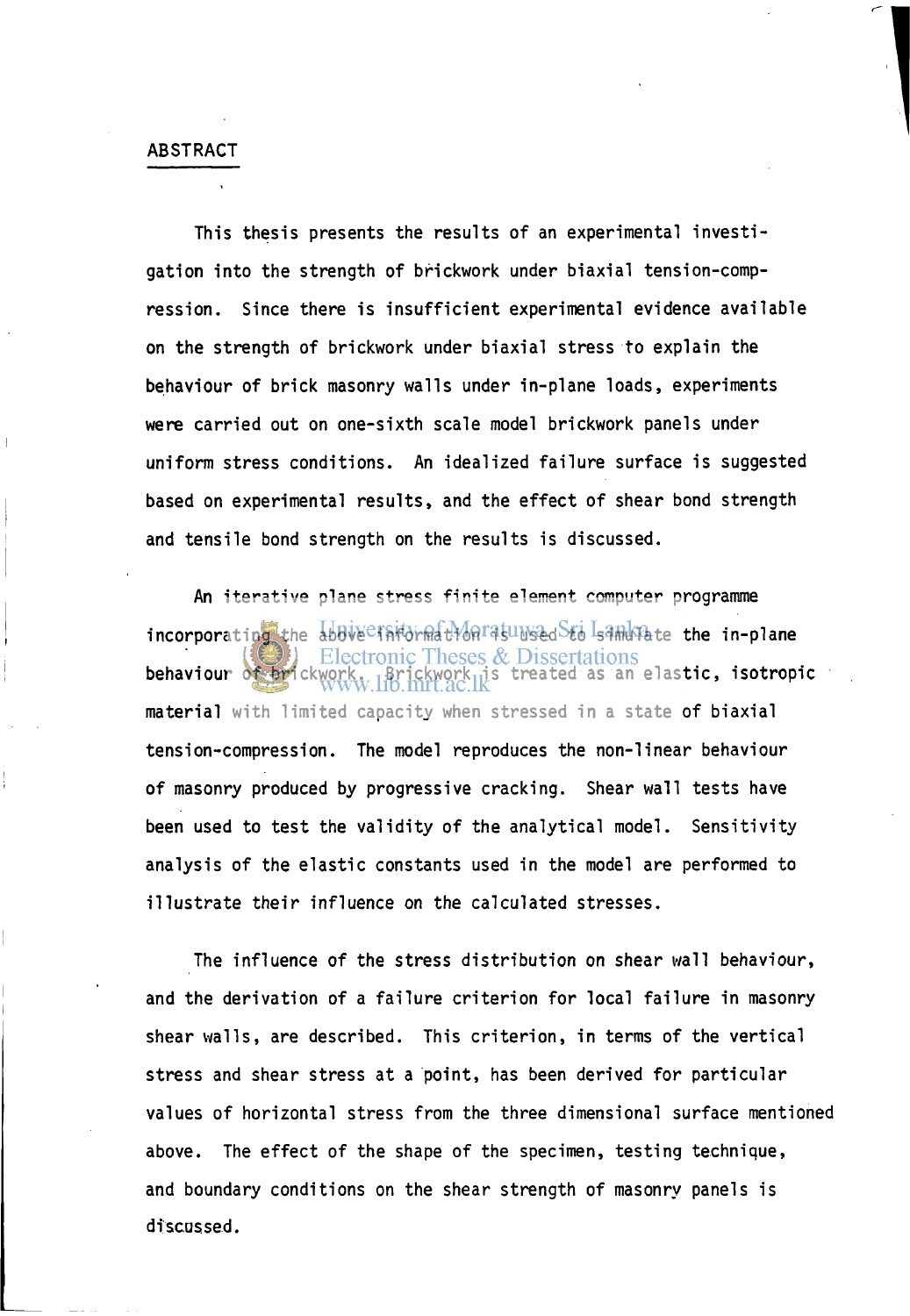## ABSTRACT

This thesis presents the results of an experimental investigation into the strength of brickwork under biaxial tension-compression. Since there is insufficient experimental evidence available on the strength of brickwork under biaxial stress to explain the behaviour of brick masonry walls under in-plane loads, experiments were carried out on one-sixth scale model brickwork panels under uniform stress conditions. An idealized failure surface is suggested based on experimental results, and the effect of shear bond strength and tensile bond strength on the results is discussed.

An iterative plane stress finite element computer programme incorporating the above information is used to simulate the in-plane behaviour of brickwork. Brickwork is treated as an elastic, isotropic material with limited capacity when stressed in a state of biaxial tension-compression. The model reproduces the non-linear behaviour of masonry produced by progressive cracking. Shear wall tests have been used to test the validity of the analytical model. Sensitivity analysis of the elastic constants used in the model are performed to illustrate their influence on the calculated stresses.

The influence of the stress distribution on shear wall behaviour, and the derivation of a failure criterion for local failure in masonry shear walls, are described. This criterion, in terms of the vertical stress and shear stress at a point, has been derived for particular values of horizontal stress from the three dimensional surface mentioned above. The effect of the shape of the specimen, testing technique, and boundary conditions on the shear strength of masonry panels is discussed.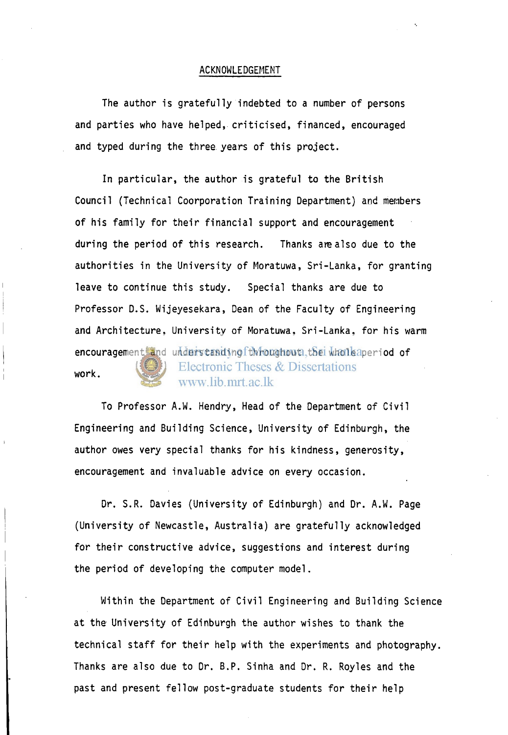# ACKNOWLEDGEMENT

The author is gratefully indebted to a number of persons and parties who have helped, criticised, financed, encouraged and typed during the three years of this project.

In particular, the author is grateful to the British Council (Technical Coorporation Training Department) and members of his family for their financial support and encouragement during the period of this research. Thanks are also due to the authorities in the University of Moratuwa, Sri-Lanka, for granting leave to continue this study. Special thanks are due to Professor D.S. Wijeyesekara, Dean of the Faculty of Engineering and Architecture, University of Moratuwa, Sri-Lanka, for his warm encouragement and understanding throughout the whole period of work.

To Professor A.W. Hendry, Head of the Department of Civil Engineering and Building Science, University of Edinburgh, the author owes very special thanks for his kindness, generosity, encouragement and invaluable advice on every occasion.

Dr. S.R. Davies (University of Edinburgh) and Dr. A.W. Page (University of Newcastle, Australia) are gratefully acknowledged for their constructive advice, suggestions and interest during the period of developing the computer model.

Within the Department of Civil Engineering and Building Science at the University of Edinburgh the author wishes to thank the technical staff for their help with the experiments and photography. Thanks are also due to Dr. B.P. Sinha and Dr. R. Royles and the past and present fellow post-graduate students for their help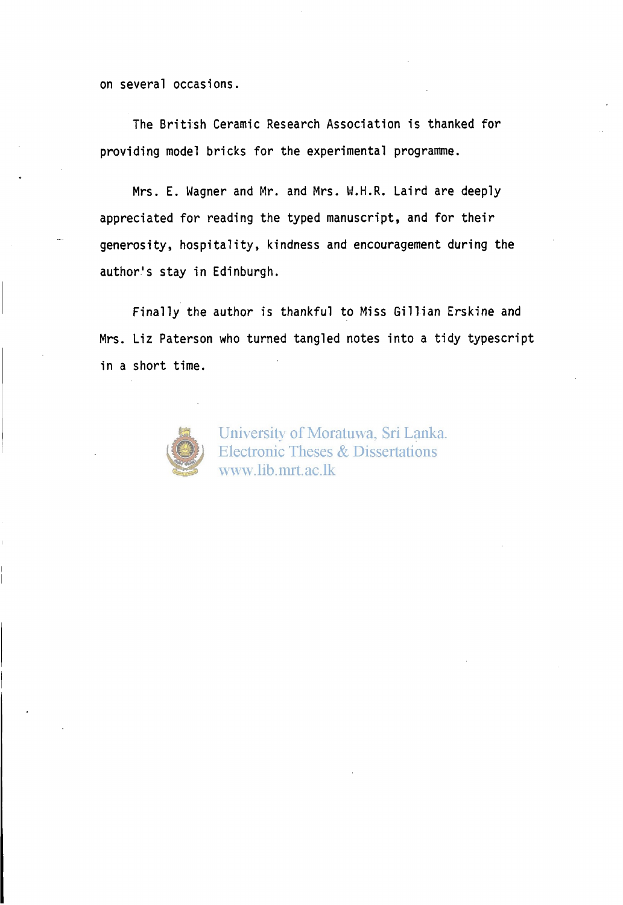on several occasions.

The British Ceramic Research Association is thanked for providing model bricks for the experimental programme.

Mrs. E. Wagner and Mr. and Mrs. W.H.R. Laird are deeply appreciated for reading the typed manuscript, and for their generosity, hospitality, kindness and encouragement during the author's stay in Edinburgh.

Finally the author is thankful to Miss Gillian Erskine and Mrs. Liz Paterson who turned tangled notes into a tidy typescript in a short time.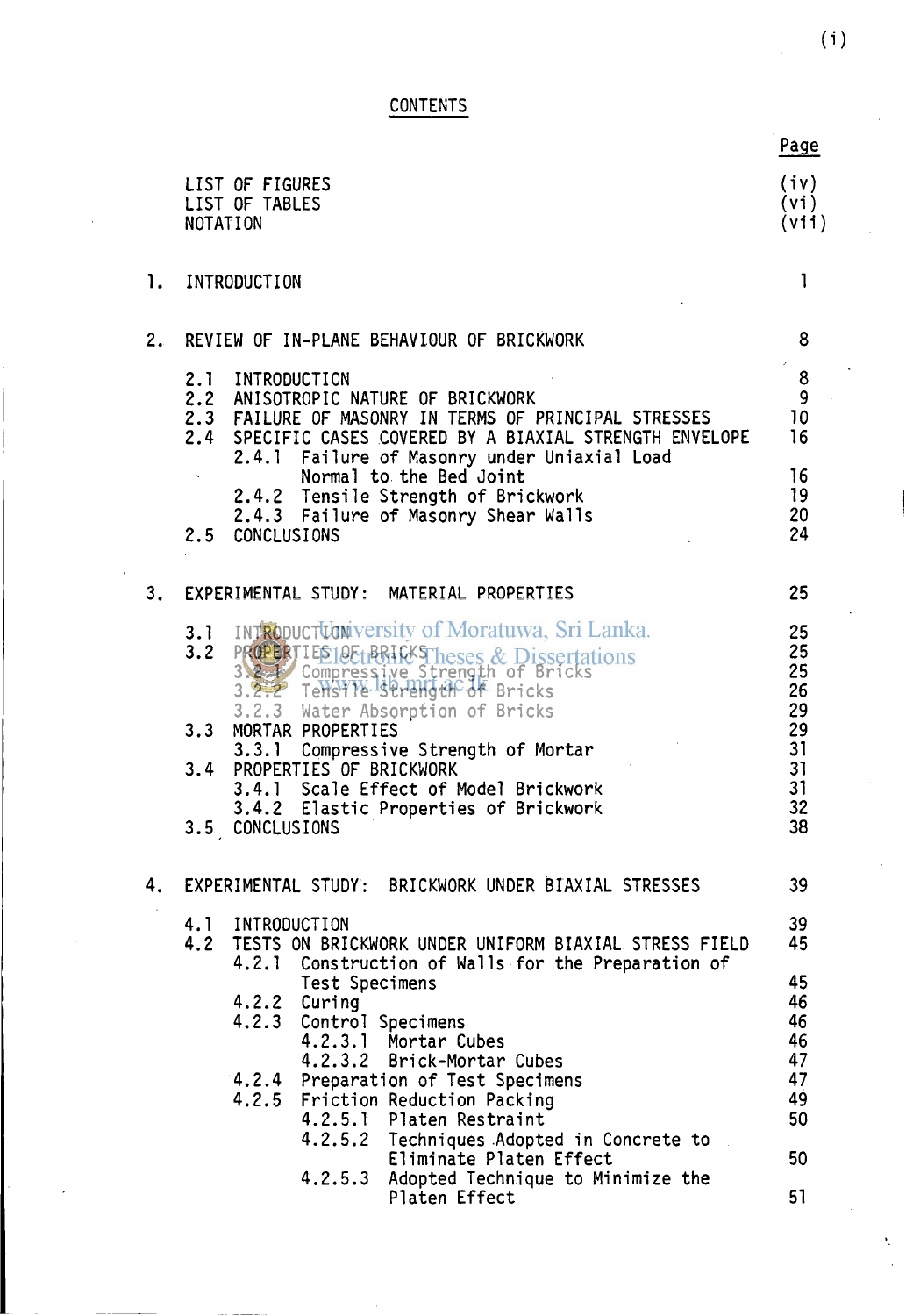## CONTENTS

| | | Page |
|---|---|---|
| | LIST OF FIGURES | (iv) |
| | LIST OF TABLES | (vi) |
| | NOTATION | (vii) |
| 1. | INTRODUCTION | 1 |
| 2. | REVIEW OF IN-PLANE BEHAVIOUR OF BRICKWORK | 8 |
| | 2.1 INTRODUCTION | 8 |
| | 2.2 ANISOTROPIC NATURE OF BRICKWORK | 9 |
| | 2.3 FAILURE OF MASONRY IN TERMS OF PRINCIPAL STRESSES | 10 |
| | 2.4 SPECIFIC CASES COVERED BY A BIAXIAL STRENGTH ENVELOPE | 16 |
| | 2.4.1 Failure of Masonry under Uniaxial Load Normal to the Bed Joint | 16 |
| | 2.4.2 Tensile Strength of Brickwork | 19 |
| | 2.4.3 Failure of Masonry Shear Walls | 20 |
| | 2.5 CONCLUSIONS | 24 |
| 3. | EXPERIMENTAL STUDY: MATERIAL PROPERTIES | 25 |
| | 3.1 INTRODUCTION | 25 |
| | 3.2 PROPERTIES OF BRICKS | 25 |
| | 3.2.1 Compressive Strength of Bricks | 25 |
| | 3.2.2 Tensile Strength of Bricks | 26 |
| | 3.2.3 Water Absorption of Bricks | 29 |
| | 3.3 MORTAR PROPERTIES | 29 |
| | 3.3.1 Compressive Strength of Mortar | 31 |
| | 3.4 PROPERTIES OF BRICKWORK | 31 |
| | 3.4.1 Scale Effect of Model Brickwork | 31 |
| | 3.4.2 Elastic Properties of Brickwork | 32 |
| | 3.5 CONCLUSIONS | 38 |
| 4. | EXPERIMENTAL STUDY: BRICKWORK UNDER BIAXIAL STRESSES | 39 |
| | 4.1 INTRODUCTION | 39 |
| | 4.2 TESTS ON BRICKWORK UNDER UNIFORM BIAXIAL STRESS FIELD | 45 |
| | 4.2.1 Construction of Walls for the Preparation of Test Specimens | 45 |
| | 4.2.2 Curing | 46 |
| | 4.2.3 Control Specimens | 46 |
| | 4.2.3.1 Mortar Cubes | 46 |
| | 4.2.3.2 Brick-Mortar Cubes | 47 |
| | 4.2.4 Preparation of Test Specimens | 47 |
| | 4.2.5 Friction Reduction Packing | 49 |
| | 4.2.5.1 Platen Restraint | 50 |
| | 4.2.5.2 Techniques Adopted in Concrete to Eliminate Platen Effect | 50 |
| | 4.2.5.3 Adopted Technique to Minimize the Platen Effect | 51 |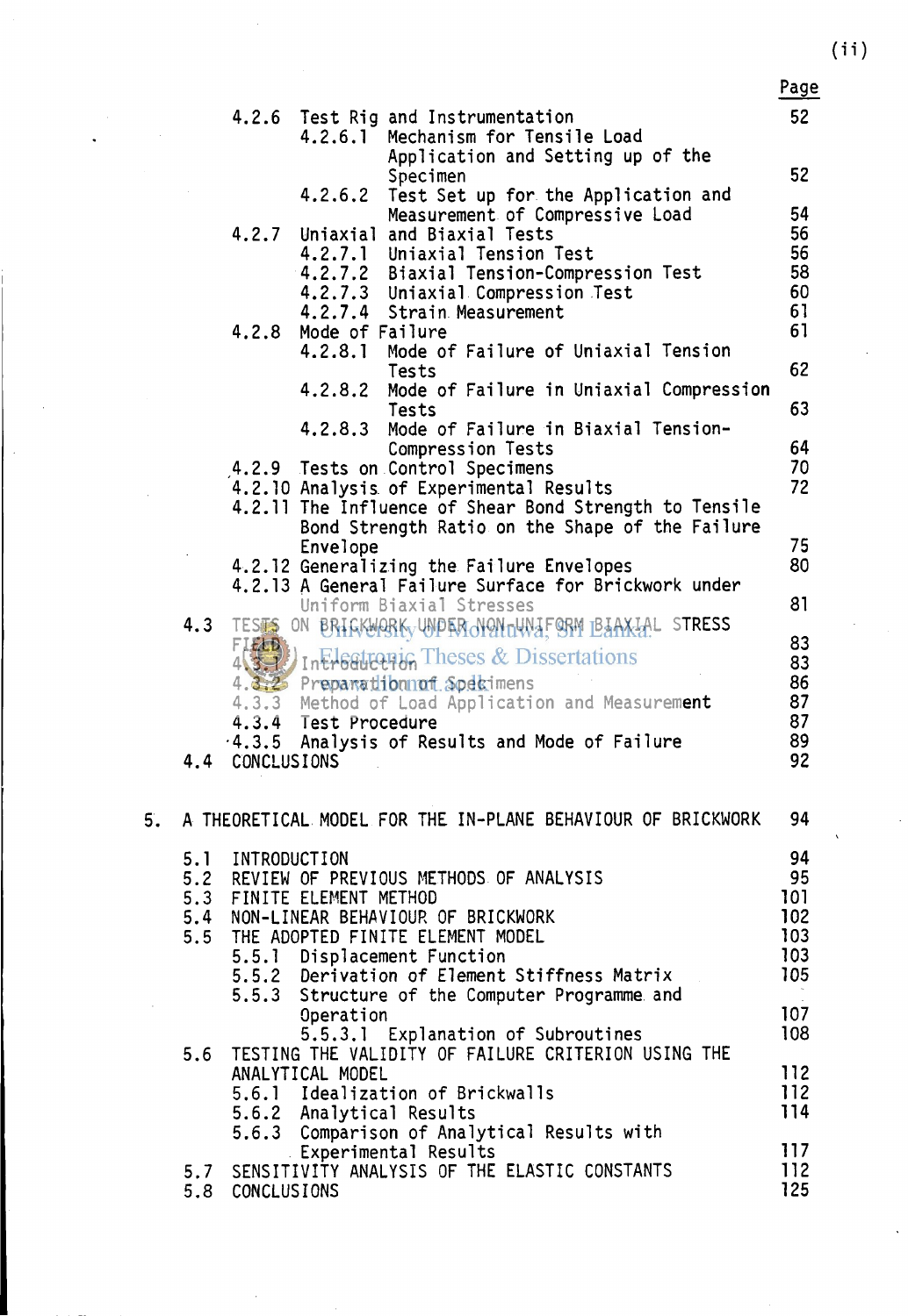Page

| | | |
|---|---|---|
| 4.2.6 | Test Rig and Instrumentation | 52 |
| | 4.2.6.1 Mechanism for Tensile Load Application and Setting up of the Specimen | 52 |
| | 4.2.6.2 Test Set up for the Application and Measurement of Compressive Load | 54 |
| 4.2.7 | Uniaxial and Biaxial Tests | 56 |
| | 4.2.7.1 Uniaxial Tension Test | 56 |
| | 4.2.7.2 Biaxial Tension-Compression Test | 58 |
| | 4.2.7.3 Uniaxial Compression Test | 60 |
| | 4.2.7.4 Strain Measurement | 61 |
| 4.2.8 | Mode of Failure | 61 |
| | 4.2.8.1 Mode of Failure of Uniaxial Tension Tests | 62 |
| | 4.2.8.2 Mode of Failure in Uniaxial Compression Tests | 63 |
| | 4.2.8.3 Mode of Failure in Biaxial Tension-Compression Tests | 64 |
| 4.2.9 | Tests on Control Specimens | 70 |
| 4.2.10 | Analysis of Experimental Results | 72 |
| 4.2.11 | The Influence of Shear Bond Strength to Tensile Bond Strength Ratio on the Shape of the Failure Envelope | 75 |
| 4.2.12 | Generalizing the Failure Envelopes | 80 |
| 4.2.13 | A General Failure Surface for Brickwork under Uniform Biaxial Stresses | 81 |

4.3 TESTS ON BRICKWORK UNDER NON-UNIFORM BIAXIAL STRESS FIELD — 83

| | | |
|---|---|---|
| 4.3.1 | Introduction | 83 |
| 4.3.2 | Preparation of Specimens | 86 |
| 4.3.3 | Method of Load Application and Measurement | 87 |
| 4.3.4 | Test Procedure | 87 |
| 4.3.5 | Analysis of Results and Mode of Failure | 89 |

4.4 CONCLUSIONS — 92

5. A THEORETICAL MODEL FOR THE IN-PLANE BEHAVIOUR OF BRICKWORK — 94

| | | |
|---|---|---|
| 5.1 | INTRODUCTION | 94 |
| 5.2 | REVIEW OF PREVIOUS METHODS OF ANALYSIS | 95 |
| 5.3 | FINITE ELEMENT METHOD | 101 |
| 5.4 | NON-LINEAR BEHAVIOUR OF BRICKWORK | 102 |
| 5.5 | THE ADOPTED FINITE ELEMENT MODEL | 103 |
| | 5.5.1 Displacement Function | 103 |
| | 5.5.2 Derivation of Element Stiffness Matrix | 105 |
| | 5.5.3 Structure of the Computer Programme and Operation | 107 |
| | 5.5.3.1 Explanation of Subroutines | 108 |
| 5.6 | TESTING THE VALIDITY OF FAILURE CRITERION USING THE ANALYTICAL MODEL | 112 |
| | 5.6.1 Idealization of Brickwalls | 112 |
| | 5.6.2 Analytical Results | 114 |
| | 5.6.3 Comparison of Analytical Results with Experimental Results | 117 |
| 5.7 | SENSITIVITY ANALYSIS OF THE ELASTIC CONSTANTS | 112 |
| 5.8 | CONCLUSIONS | 125 |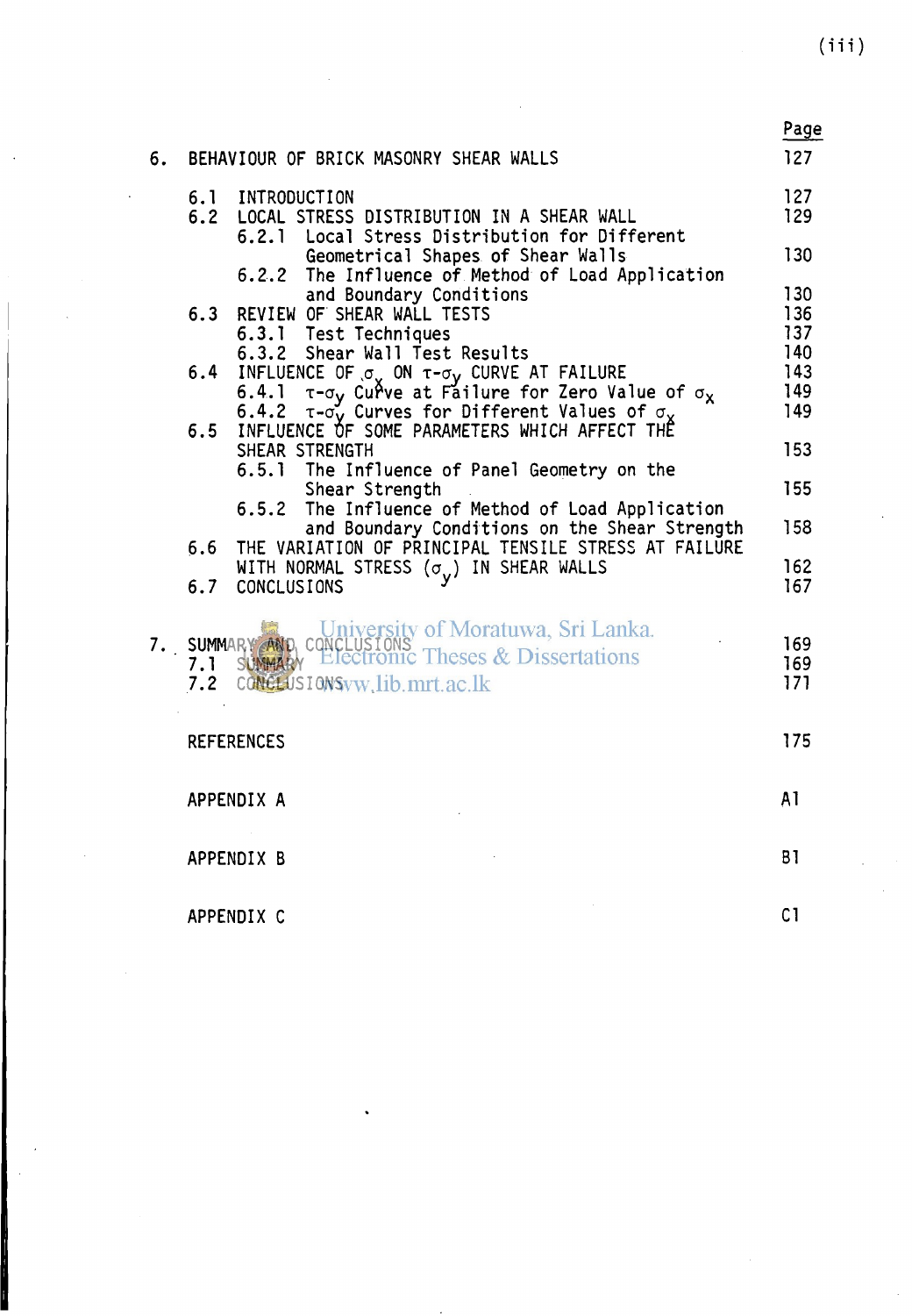| | Page |
|---|---|
| 6. BEHAVIOUR OF BRICK MASONRY SHEAR WALLS | 127 |
| 6.1 INTRODUCTION | 127 |
| 6.2 LOCAL STRESS DISTRIBUTION IN A SHEAR WALL | 129 |
| 6.2.1 Local Stress Distribution for Different Geometrical Shapes of Shear Walls | 130 |
| 6.2.2 The Influence of Method of Load Application and Boundary Conditions | 130 |
| 6.3 REVIEW OF SHEAR WALL TESTS | 136 |
| 6.3.1 Test Techniques | 137 |
| 6.3.2 Shear Wall Test Results | 140 |
| 6.4 INFLUENCE OF $\sigma_x$ ON $\tau$-$\sigma_y$ CURVE AT FAILURE | 143 |
| 6.4.1 $\tau$-$\sigma_y$ Curve at Failure for Zero Value of $\sigma_x$ | 149 |
| 6.4.2 $\tau$-$\sigma_y$ Curves for Different Values of $\sigma_x$ | 149 |
| 6.5 INFLUENCE OF SOME PARAMETERS WHICH AFFECT THE SHEAR STRENGTH | 153 |
| 6.5.1 The Influence of Panel Geometry on the Shear Strength | 155 |
| 6.5.2 The Influence of Method of Load Application and Boundary Conditions on the Shear Strength | 158 |
| 6.6 THE VARIATION OF PRINCIPAL TENSILE STRESS AT FAILURE WITH NORMAL STRESS ($\sigma_y$) IN SHEAR WALLS | 162 |
| 6.7 CONCLUSIONS | 167 |
| 7. SUMMARY AND CONCLUSIONS | 169 |
| 7.1 SUMMARY | 169 |
| 7.2 CONCLUSIONS | 171 |
| REFERENCES | 175 |
| APPENDIX A | A1 |
| APPENDIX B | B1 |
| APPENDIX C | C1 |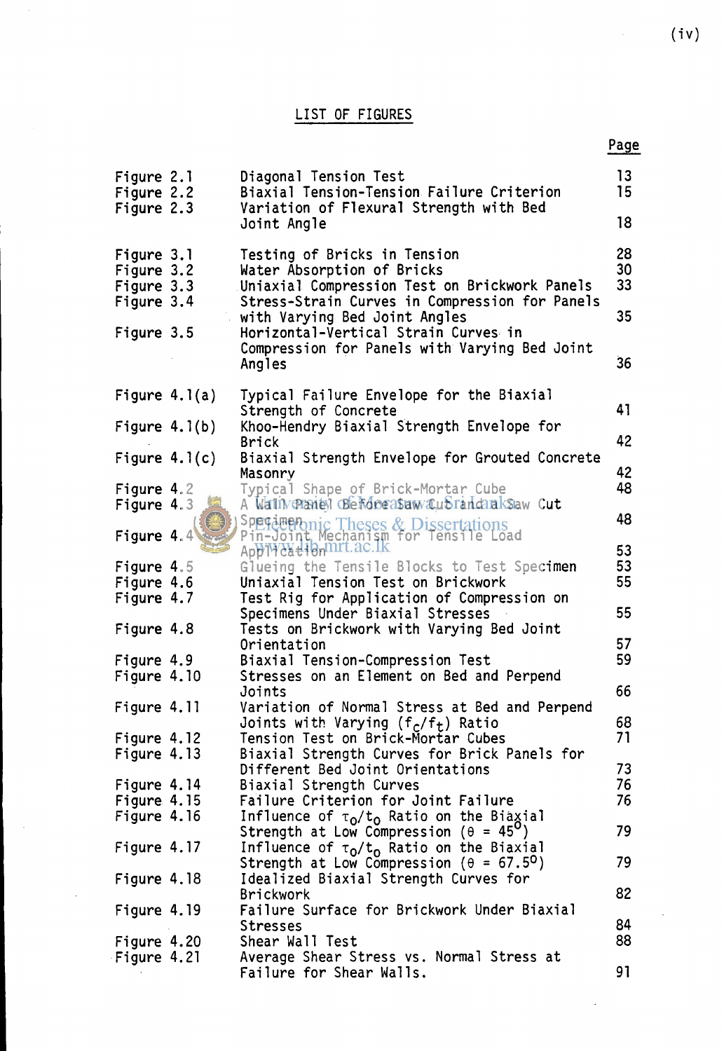## LIST OF FIGURES

| | | Page |
|---|---|---|
| Figure 2.1 | Diagonal Tension Test | 13 |
| Figure 2.2 | Biaxial Tension-Tension Failure Criterion | 15 |
| Figure 2.3 | Variation of Flexural Strength with Bed Joint Angle | 18 |
| Figure 3.1 | Testing of Bricks in Tension | 28 |
| Figure 3.2 | Water Absorption of Bricks | 30 |
| Figure 3.3 | Uniaxial Compression Test on Brickwork Panels | 33 |
| Figure 3.4 | Stress-Strain Curves in Compression for Panels with Varying Bed Joint Angles | 35 |
| Figure 3.5 | Horizontal-Vertical Strain Curves in Compression for Panels with Varying Bed Joint Angles | 36 |
| Figure 4.1(a) | Typical Failure Envelope for the Biaxial Strength of Concrete | 41 |
| Figure 4.1(b) | Khoo-Hendry Biaxial Strength Envelope for Brick | 42 |
| Figure 4.1(c) | Biaxial Strength Envelope for Grouted Concrete Masonry | 42 |
| Figure 4.2 | Typical Shape of Brick-Mortar Cube | 48 |
| Figure 4.3 | A Wall Panel Before Saw Cut and a Saw Cut Specimen | 48 |
| Figure 4.4 | Pin-Joint Mechanism for Tensile Load Application | 53 |
| Figure 4.5 | Glueing the Tensile Blocks to Test Specimen | 53 |
| Figure 4.6 | Uniaxial Tension Test on Brickwork | 55 |
| Figure 4.7 | Test Rig for Application of Compression on Specimens Under Biaxial Stresses | 55 |
| Figure 4.8 | Tests on Brickwork with Varying Bed Joint Orientation | 57 |
| Figure 4.9 | Biaxial Tension-Compression Test | 59 |
| Figure 4.10 | Stresses on an Element on Bed and Perpend Joints | 66 |
| Figure 4.11 | Variation of Normal Stress at Bed and Perpend Joints with Varying $(f_c/f_t)$ Ratio | 68 |
| Figure 4.12 | Tension Test on Brick-Mortar Cubes | 71 |
| Figure 4.13 | Biaxial Strength Curves for Brick Panels for Different Bed Joint Orientations | 73 |
| Figure 4.14 | Biaxial Strength Curves | 76 |
| Figure 4.15 | Failure Criterion for Joint Failure | 76 |
| Figure 4.16 | Influence of $\tau_o/t_o$ Ratio on the Biaxial Strength at Low Compression ($\theta = 45^o$) | 79 |
| Figure 4.17 | Influence of $\tau_o/t_o$ Ratio on the Biaxial Strength at Low Compression ($\theta = 67.5^o$) | 79 |
| Figure 4.18 | Idealized Biaxial Strength Curves for Brickwork | 82 |
| Figure 4.19 | Failure Surface for Brickwork Under Biaxial Stresses | 84 |
| Figure 4.20 | Shear Wall Test | 88 |
| Figure 4.21 | Average Shear Stress vs. Normal Stress at Failure for Shear Walls. | 91 |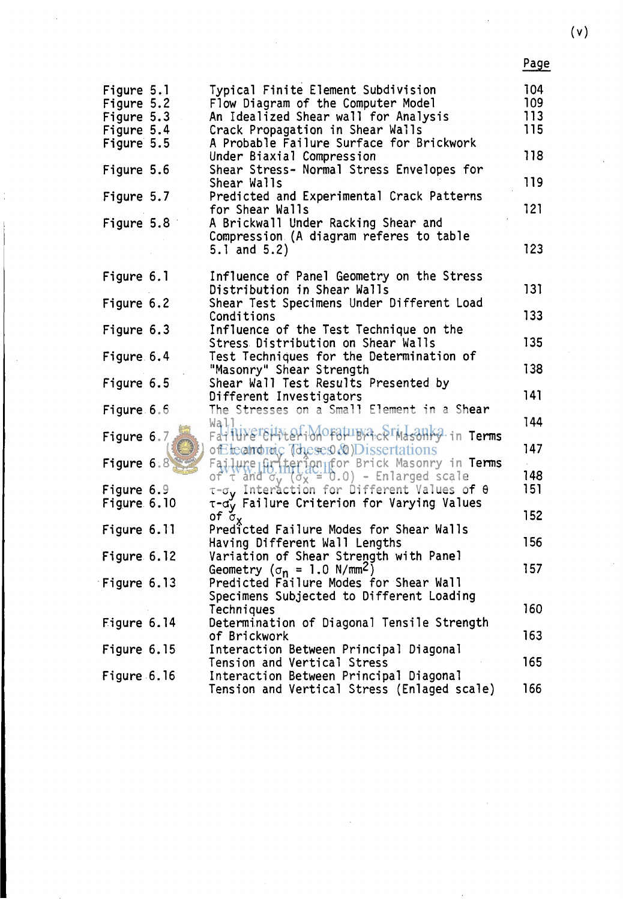| | | Page |
|---|---|---|
| Figure 5.1 | Typical Finite Element Subdivision | 104 |
| Figure 5.2 | Flow Diagram of the Computer Model | 109 |
| Figure 5.3 | An Idealized Shear wall for Analysis | 113 |
| Figure 5.4 | Crack Propagation in Shear Walls | 115 |
| Figure 5.5 | A Probable Failure Surface for Brickwork Under Biaxial Compression | 118 |
| Figure 5.6 | Shear Stress- Normal Stress Envelopes for Shear Walls | 119 |
| Figure 5.7 | Predicted and Experimental Crack Patterns for Shear Walls | 121 |
| Figure 5.8 | A Brickwall Under Racking Shear and Compression (A diagram referes to table 5.1 and 5.2) | 123 |
| Figure 6.1 | Influence of Panel Geometry on the Stress Distribution in Shear Walls | 131 |
| Figure 6.2 | Shear Test Specimens Under Different Load Conditions | 133 |
| Figure 6.3 | Influence of the Test Technique on the Stress Distribution on Shear Walls | 135 |
| Figure 6.4 | Test Techniques for the Determination of "Masonry" Shear Strength | 138 |
| Figure 6.5 | Shear Wall Test Results Presented by Different Investigators | 141 |
| Figure 6.6 | The Stresses on a Small Element in a Shear Wall | 144 |
| Figure 6.7 | Failure Criterion for Brick Masonry in Terms of $\tau$ and $\sigma_y$ ($\sigma_x = 0.0$) | 147 |
| Figure 6.8 | Failure Criterion for Brick Masonry in Terms of $\tau$ and $\sigma_y$ ($\sigma_x = 0.0$) - Enlarged scale | 148 |
| Figure 6.9 | $\tau$-$\sigma_y$ Interaction for Different Values of $\theta$ | 151 |
| Figure 6.10 | $\tau$-$\sigma_y$ Failure Criterion for Varying Values of $\sigma_x$ | 152 |
| Figure 6.11 | Predicted Failure Modes for Shear Walls Having Different Wall Lengths | 156 |
| Figure 6.12 | Variation of Shear Strength with Panel Geometry ($\sigma_n = 1.0$ N/mm$^2$) | 157 |
| Figure 6.13 | Predicted Failure Modes for Shear Wall Specimens Subjected to Different Loading Techniques | 160 |
| Figure 6.14 | Determination of Diagonal Tensile Strength of Brickwork | 163 |
| Figure 6.15 | Interaction Between Principal Diagonal Tension and Vertical Stress | 165 |
| Figure 6.16 | Interaction Between Principal Diagonal Tension and Vertical Stress (Enlaged scale) | 166 |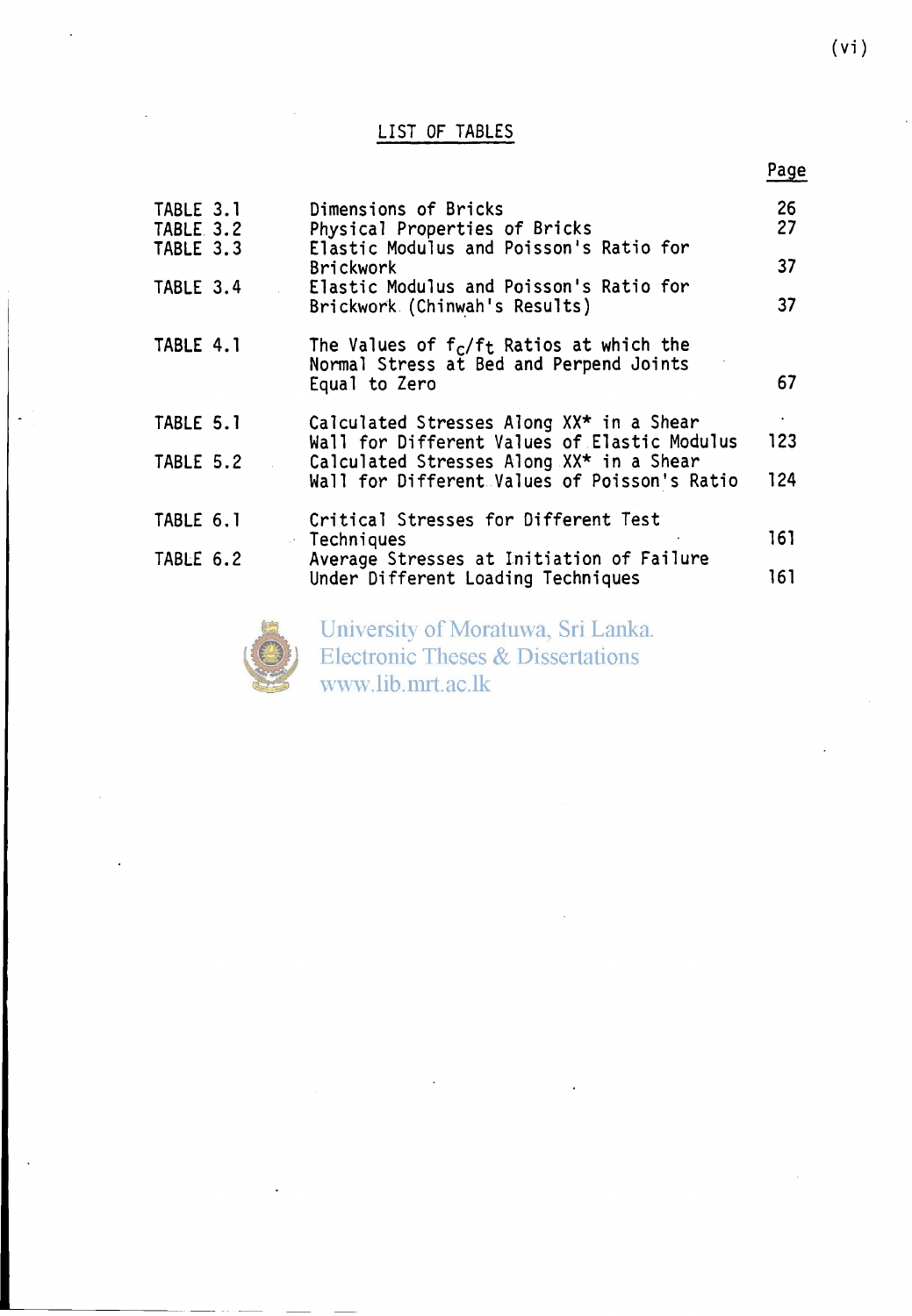## LIST OF TABLES

| | | Page |
|---|---|---|
| TABLE 3.1 | Dimensions of Bricks | 26 |
| TABLE 3.2 | Physical Properties of Bricks | 27 |
| TABLE 3.3 | Elastic Modulus and Poisson's Ratio for Brickwork | 37 |
| TABLE 3.4 | Elastic Modulus and Poisson's Ratio for Brickwork (Chinwah's Results) | 37 |
| TABLE 4.1 | The Values of $f_c/f_t$ Ratios at which the Normal Stress at Bed and Perpend Joints Equal to Zero | 67 |
| TABLE 5.1 | Calculated Stresses Along XX* in a Shear Wall for Different Values of Elastic Modulus | 123 |
| TABLE 5.2 | Calculated Stresses Along XX* in a Shear Wall for Different Values of Poisson's Ratio | 124 |
| TABLE 6.1 | Critical Stresses for Different Test Techniques | 161 |
| TABLE 6.2 | Average Stresses at Initiation of Failure Under Different Loading Techniques | 161 |

University of Moratuwa, Sri Lanka.
Electronic Theses & Dissertations
www.lib.mrt.ac.lk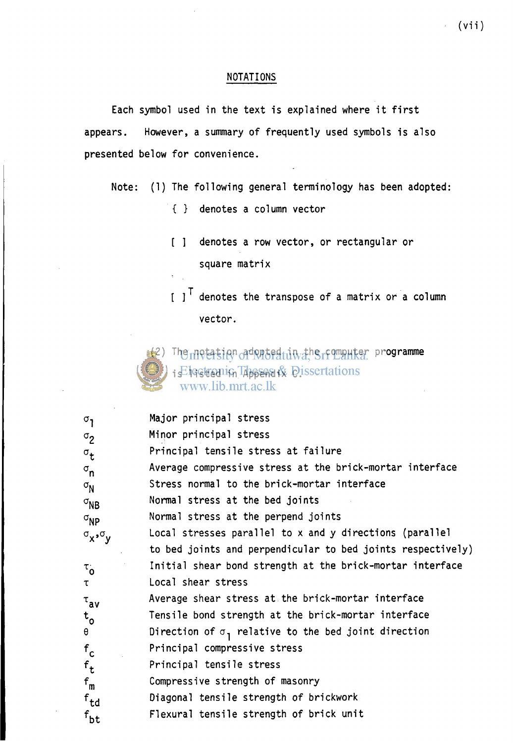# NOTATIONS

Each symbol used in the text is explained where it first appears. However, a summary of frequently used symbols is also presented below for convenience.

Note: (1) The following general terminology has been adopted:

- { } denotes a column vector
- [ ] denotes a row vector, or rectangular or square matrix
- $[\ ]^T$ denotes the transpose of a matrix or a column vector.

(2) The notation adopted in the computer programme is listed in Appendix C.

| | |
|---|---|
| $\sigma_1$ | Major principal stress |
| $\sigma_2$ | Minor principal stress |
| $\sigma_t$ | Principal tensile stress at failure |
| $\sigma_n$ | Average compressive stress at the brick-mortar interface |
| $\sigma_N$ | Stress normal to the brick-mortar interface |
| $\sigma_{NB}$ | Normal stress at the bed joints |
| $\sigma_{NP}$ | Normal stress at the perpend joints |
| $\sigma_x, \sigma_y$ | Local stresses parallel to x and y directions (parallel to bed joints and perpendicular to bed joints respectively) |
| $\tau_o$ | Initial shear bond strength at the brick-mortar interface |
| $\tau$ | Local shear stress |
| $\tau_{av}$ | Average shear stress at the brick-mortar interface |
| $t_o$ | Tensile bond strength at the brick-mortar interface |
| $\theta$ | Direction of $\sigma_1$ relative to the bed joint direction |
| $f_c$ | Principal compressive stress |
| $f_t$ | Principal tensile stress |
| $f_m$ | Compressive strength of masonry |
| $f_{td}$ | Diagonal tensile strength of brickwork |
| $f_{bt}$ | Flexural tensile strength of brick unit |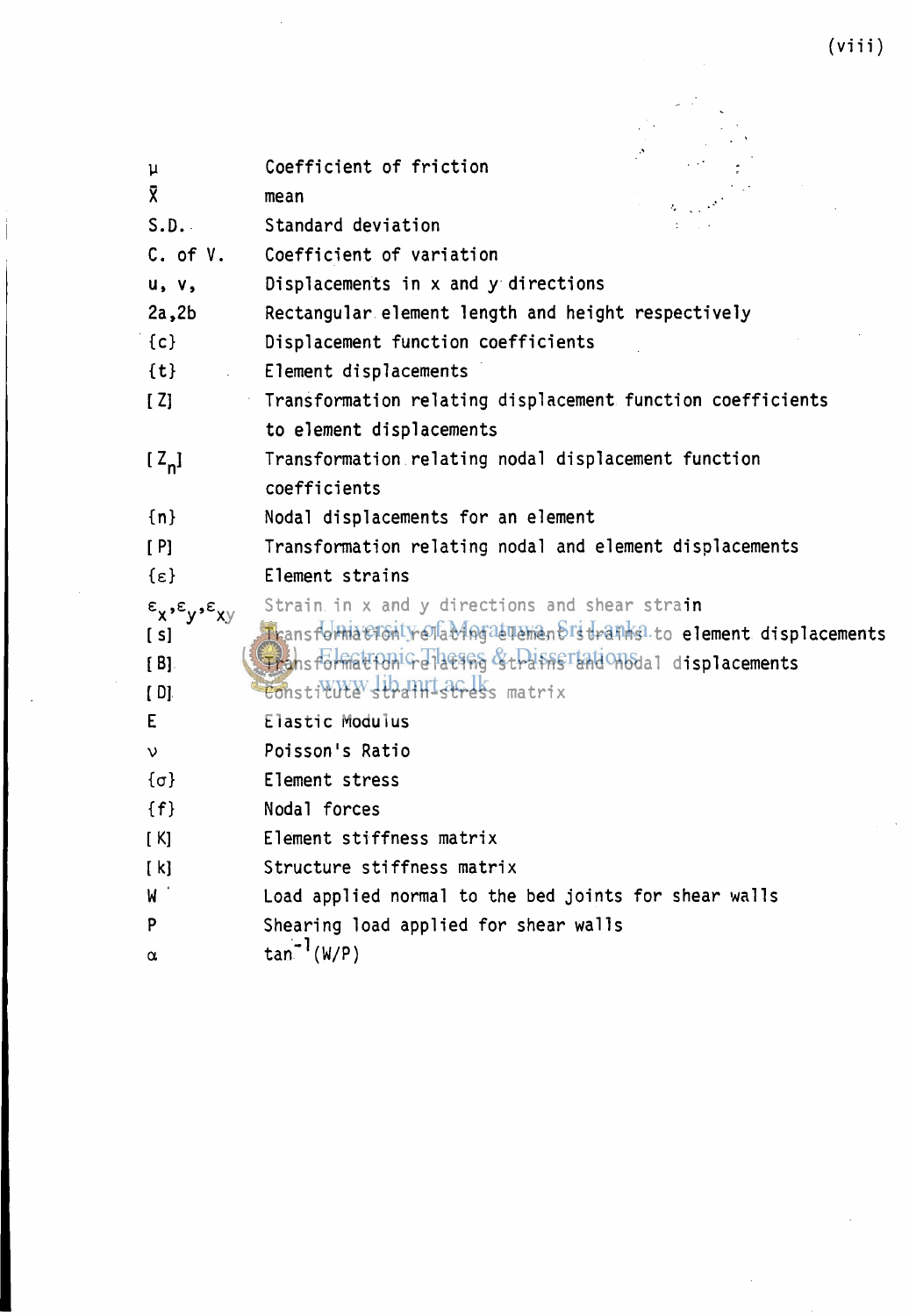| | |
|---|---|
| $\mu$ | Coefficient of friction |
| $\bar{X}$ | mean |
| S.D. | Standard deviation |
| C. of V. | Coefficient of variation |
| $u$, $v$, | Displacements in x and y directions |
| 2a,2b | Rectangular element length and height respectively |
| $\{c\}$ | Displacement function coefficients |
| $\{t\}$ | Element displacements |
| $[Z]$ | Transformation relating displacement function coefficients to element displacements |
| $[Z_n]$ | Transformation relating nodal displacement function coefficients |
| $\{n\}$ | Nodal displacements for an element |
| $[P]$ | Transformation relating nodal and element displacements |
| $\{\varepsilon\}$ | Element strains |
| $\varepsilon_x, \varepsilon_y, \varepsilon_{xy}$ | Strain in x and y directions and shear strain |
| $[S]$ | Transformation relating element strains to element displacements |
| $[B]$ | Transformation relating strains and nodal displacements |
| $[D]$ | Constitute strain-stress matrix |
| $E$ | Elastic Modulus |
| $\nu$ | Poisson's Ratio |
| $\{\sigma\}$ | Element stress |
| $\{f\}$ | Nodal forces |
| $[K]$ | Element stiffness matrix |
| $[k]$ | Structure stiffness matrix |
| $W$ | Load applied normal to the bed joints for shear walls |
| $P$ | Shearing load applied for shear walls |
| $\alpha$ | $\tan^{-1}(W/P)$ |